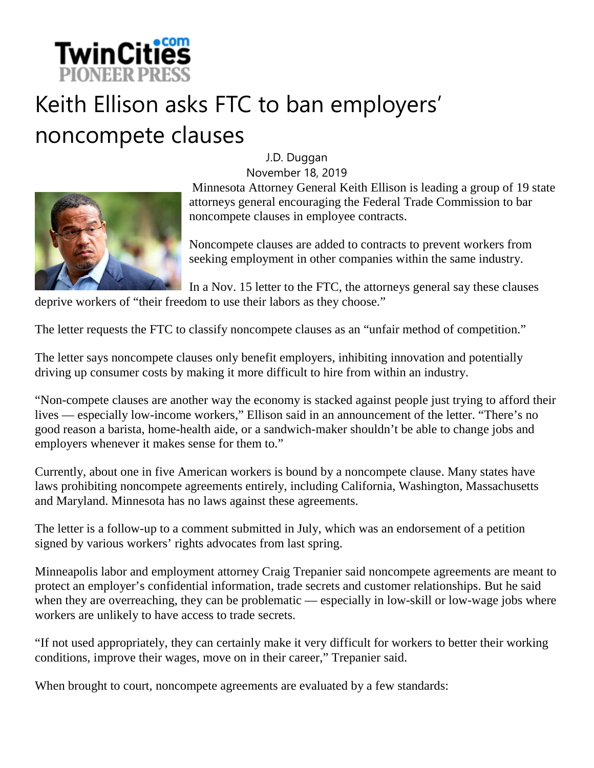TwinCities.com
PIONEER PRESS

# Keith Ellison asks FTC to ban employers' noncompete clauses

J.D. Duggan
November 18, 2019

Minnesota Attorney General Keith Ellison is leading a group of 19 state attorneys general encouraging the Federal Trade Commission to bar noncompete clauses in employee contracts.

Noncompete clauses are added to contracts to prevent workers from seeking employment in other companies within the same industry.

In a Nov. 15 letter to the FTC, the attorneys general say these clauses deprive workers of "their freedom to use their labors as they choose."

The letter requests the FTC to classify noncompete clauses as an "unfair method of competition."

The letter says noncompete clauses only benefit employers, inhibiting innovation and potentially driving up consumer costs by making it more difficult to hire from within an industry.

"Non-compete clauses are another way the economy is stacked against people just trying to afford their lives — especially low-income workers," Ellison said in an announcement of the letter. "There's no good reason a barista, home-health aide, or a sandwich-maker shouldn't be able to change jobs and employers whenever it makes sense for them to."

Currently, about one in five American workers is bound by a noncompete clause. Many states have laws prohibiting noncompete agreements entirely, including California, Washington, Massachusetts and Maryland. Minnesota has no laws against these agreements.

The letter is a follow-up to a comment submitted in July, which was an endorsement of a petition signed by various workers' rights advocates from last spring.

Minneapolis labor and employment attorney Craig Trepanier said noncompete agreements are meant to protect an employer's confidential information, trade secrets and customer relationships. But he said when they are overreaching, they can be problematic — especially in low-skill or low-wage jobs where workers are unlikely to have access to trade secrets.

"If not used appropriately, they can certainly make it very difficult for workers to better their working conditions, improve their wages, move on in their career," Trepanier said.

When brought to court, noncompete agreements are evaluated by a few standards: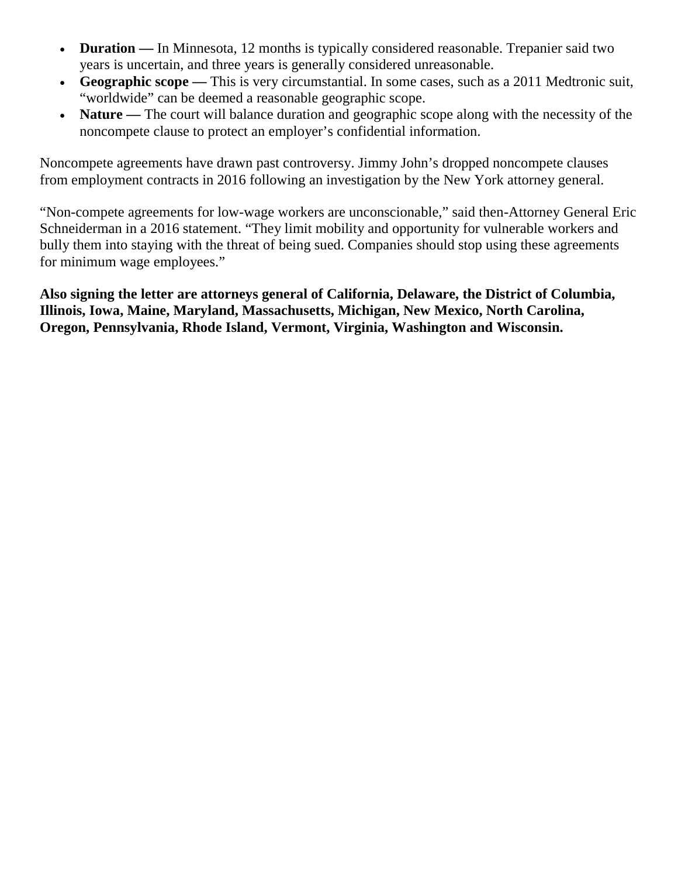- **Duration —** In Minnesota, 12 months is typically considered reasonable. Trepanier said two years is uncertain, and three years is generally considered unreasonable.
- **Geographic scope —** This is very circumstantial. In some cases, such as a 2011 Medtronic suit, "worldwide" can be deemed a reasonable geographic scope.
- **Nature —** The court will balance duration and geographic scope along with the necessity of the noncompete clause to protect an employer's confidential information.

Noncompete agreements have drawn past controversy. Jimmy John's dropped noncompete clauses from employment contracts in 2016 following an investigation by the New York attorney general.

"Non-compete agreements for low-wage workers are unconscionable," said then-Attorney General Eric Schneiderman in a 2016 statement. "They limit mobility and opportunity for vulnerable workers and bully them into staying with the threat of being sued. Companies should stop using these agreements for minimum wage employees."

**Also signing the letter are attorneys general of California, Delaware, the District of Columbia, Illinois, Iowa, Maine, Maryland, Massachusetts, Michigan, New Mexico, North Carolina, Oregon, Pennsylvania, Rhode Island, Vermont, Virginia, Washington and Wisconsin.**